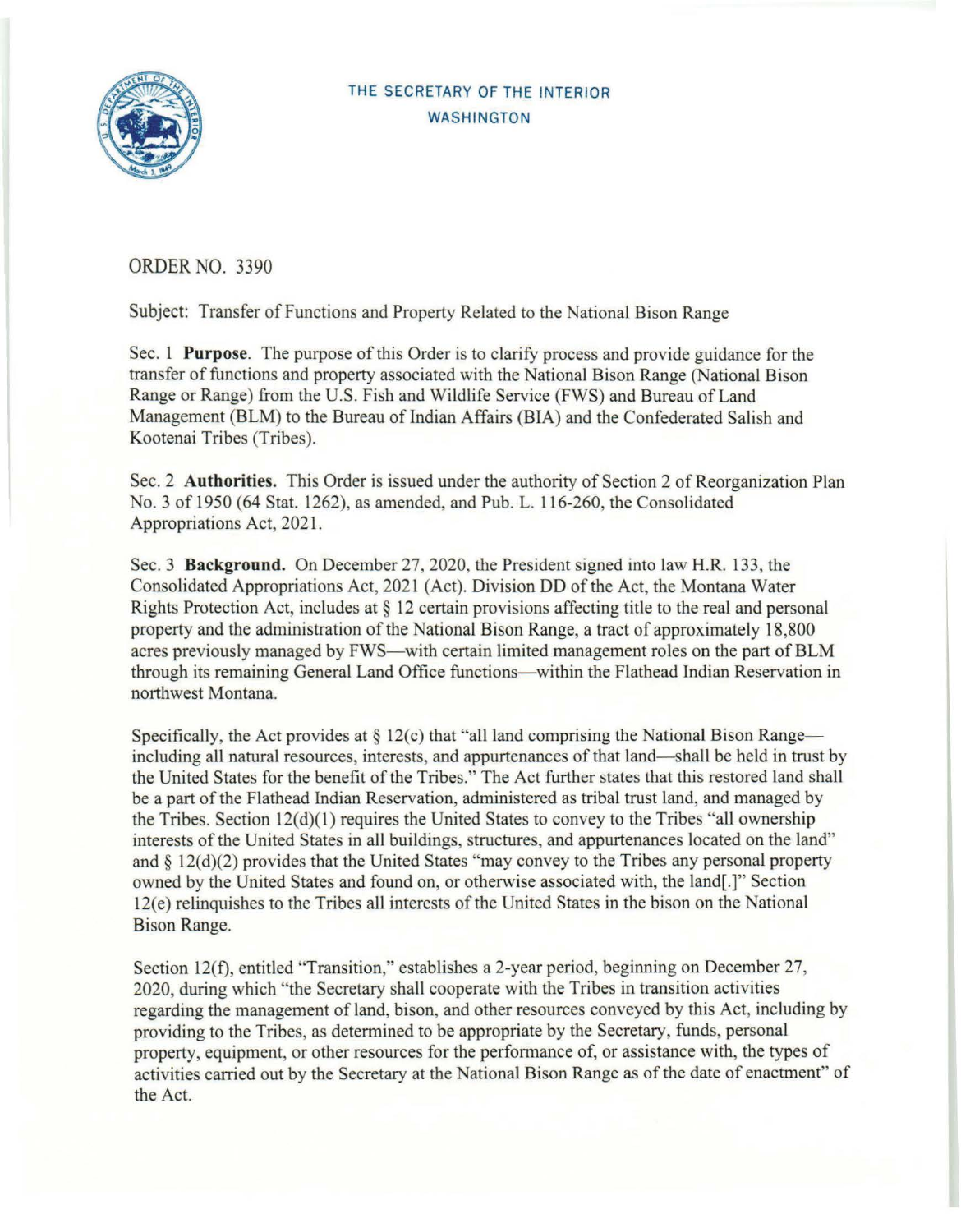THE SECRETARY OF THE INTERIOR
WASHINGTON

ORDER NO. 3390

Subject: Transfer of Functions and Property Related to the National Bison Range

Sec. 1 **Purpose**. The purpose of this Order is to clarify process and provide guidance for the transfer of functions and property associated with the National Bison Range (National Bison Range or Range) from the U.S. Fish and Wildlife Service (FWS) and Bureau of Land Management (BLM) to the Bureau of Indian Affairs (BIA) and the Confederated Salish and Kootenai Tribes (Tribes).

Sec. 2 **Authorities.** This Order is issued under the authority of Section 2 of Reorganization Plan No. 3 of 1950 (64 Stat. 1262), as amended, and Pub. L. 116-260, the Consolidated Appropriations Act, 2021.

Sec. 3 **Background.** On December 27, 2020, the President signed into law H.R. 133, the Consolidated Appropriations Act, 2021 (Act). Division DD of the Act, the Montana Water Rights Protection Act, includes at § 12 certain provisions affecting title to the real and personal property and the administration of the National Bison Range, a tract of approximately 18,800 acres previously managed by FWS—with certain limited management roles on the part of BLM through its remaining General Land Office functions—within the Flathead Indian Reservation in northwest Montana.

Specifically, the Act provides at § 12(c) that "all land comprising the National Bison Range—including all natural resources, interests, and appurtenances of that land—shall be held in trust by the United States for the benefit of the Tribes." The Act further states that this restored land shall be a part of the Flathead Indian Reservation, administered as tribal trust land, and managed by the Tribes. Section 12(d)(1) requires the United States to convey to the Tribes "all ownership interests of the United States in all buildings, structures, and appurtenances located on the land" and § 12(d)(2) provides that the United States "may convey to the Tribes any personal property owned by the United States and found on, or otherwise associated with, the land[.]" Section 12(e) relinquishes to the Tribes all interests of the United States in the bison on the National Bison Range.

Section 12(f), entitled "Transition," establishes a 2-year period, beginning on December 27, 2020, during which "the Secretary shall cooperate with the Tribes in transition activities regarding the management of land, bison, and other resources conveyed by this Act, including by providing to the Tribes, as determined to be appropriate by the Secretary, funds, personal property, equipment, or other resources for the performance of, or assistance with, the types of activities carried out by the Secretary at the National Bison Range as of the date of enactment" of the Act.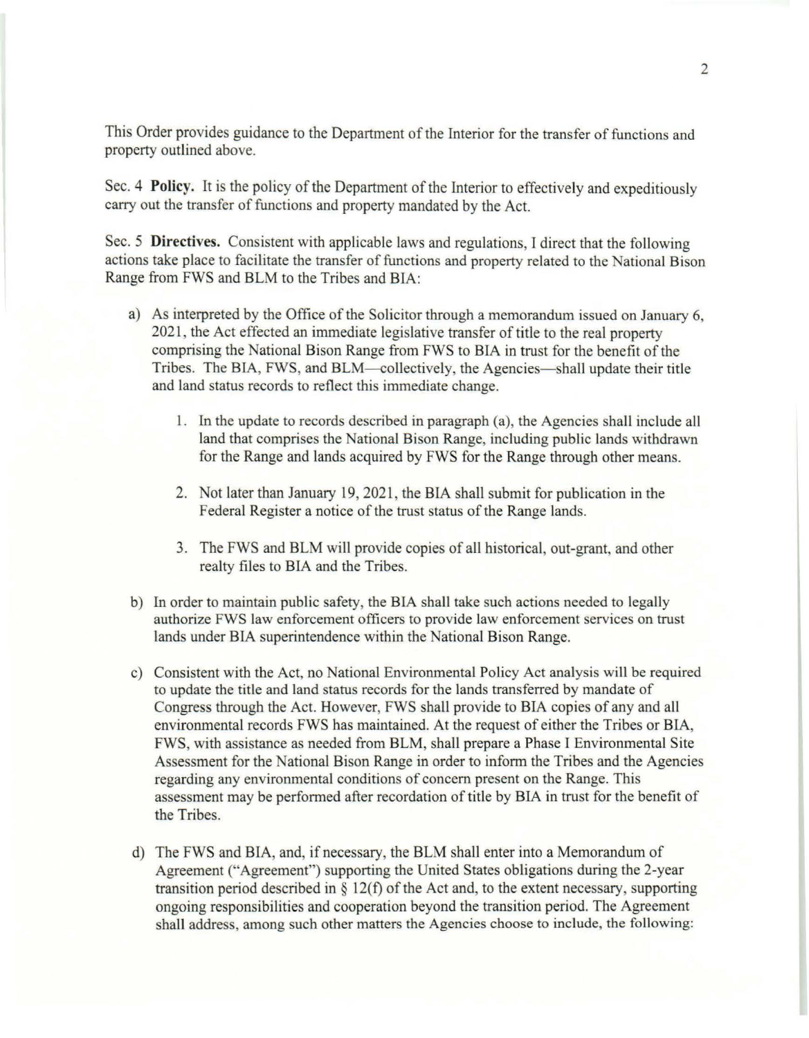This Order provides guidance to the Department of the Interior for the transfer of functions and property outlined above.

Sec. 4 **Policy.** It is the policy of the Department of the Interior to effectively and expeditiously carry out the transfer of functions and property mandated by the Act.

Sec. 5 **Directives.** Consistent with applicable laws and regulations, I direct that the following actions take place to facilitate the transfer of functions and property related to the National Bison Range from FWS and BLM to the Tribes and BIA:

a) As interpreted by the Office of the Solicitor through a memorandum issued on January 6, 2021, the Act effected an immediate legislative transfer of title to the real property comprising the National Bison Range from FWS to BIA in trust for the benefit of the Tribes. The BIA, FWS, and BLM—collectively, the Agencies—shall update their title and land status records to reflect this immediate change.

   1. In the update to records described in paragraph (a), the Agencies shall include all land that comprises the National Bison Range, including public lands withdrawn for the Range and lands acquired by FWS for the Range through other means.

   2. Not later than January 19, 2021, the BIA shall submit for publication in the Federal Register a notice of the trust status of the Range lands.

   3. The FWS and BLM will provide copies of all historical, out-grant, and other realty files to BIA and the Tribes.

b) In order to maintain public safety, the BIA shall take such actions needed to legally authorize FWS law enforcement officers to provide law enforcement services on trust lands under BIA superintendence within the National Bison Range.

c) Consistent with the Act, no National Environmental Policy Act analysis will be required to update the title and land status records for the lands transferred by mandate of Congress through the Act. However, FWS shall provide to BIA copies of any and all environmental records FWS has maintained. At the request of either the Tribes or BIA, FWS, with assistance as needed from BLM, shall prepare a Phase I Environmental Site Assessment for the National Bison Range in order to inform the Tribes and the Agencies regarding any environmental conditions of concern present on the Range. This assessment may be performed after recordation of title by BIA in trust for the benefit of the Tribes.

d) The FWS and BIA, and, if necessary, the BLM shall enter into a Memorandum of Agreement ("Agreement") supporting the United States obligations during the 2-year transition period described in § 12(f) of the Act and, to the extent necessary, supporting ongoing responsibilities and cooperation beyond the transition period. The Agreement shall address, among such other matters the Agencies choose to include, the following: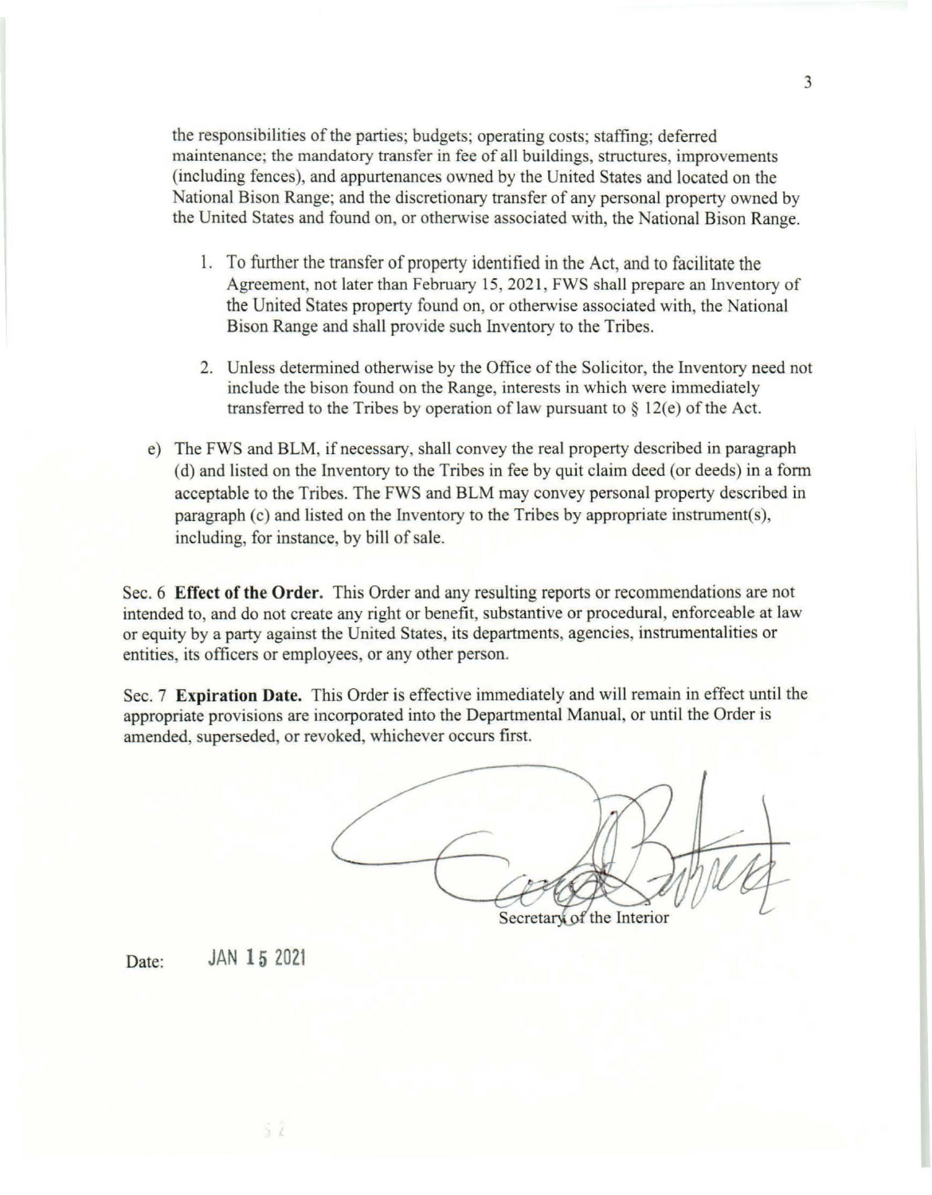the responsibilities of the parties; budgets; operating costs; staffing; deferred maintenance; the mandatory transfer in fee of all buildings, structures, improvements (including fences), and appurtenances owned by the United States and located on the National Bison Range; and the discretionary transfer of any personal property owned by the United States and found on, or otherwise associated with, the National Bison Range.

1. To further the transfer of property identified in the Act, and to facilitate the Agreement, not later than February 15, 2021, FWS shall prepare an Inventory of the United States property found on, or otherwise associated with, the National Bison Range and shall provide such Inventory to the Tribes.

2. Unless determined otherwise by the Office of the Solicitor, the Inventory need not include the bison found on the Range, interests in which were immediately transferred to the Tribes by operation of law pursuant to § 12(e) of the Act.

e) The FWS and BLM, if necessary, shall convey the real property described in paragraph (d) and listed on the Inventory to the Tribes in fee by quit claim deed (or deeds) in a form acceptable to the Tribes. The FWS and BLM may convey personal property described in paragraph (c) and listed on the Inventory to the Tribes by appropriate instrument(s), including, for instance, by bill of sale.

Sec. 6 **Effect of the Order.** This Order and any resulting reports or recommendations are not intended to, and do not create any right or benefit, substantive or procedural, enforceable at law or equity by a party against the United States, its departments, agencies, instrumentalities or entities, its officers or employees, or any other person.

Sec. 7 **Expiration Date.** This Order is effective immediately and will remain in effect until the appropriate provisions are incorporated into the Departmental Manual, or until the Order is amended, superseded, or revoked, whichever occurs first.

Secretary of the Interior

Date: JAN 15 2021